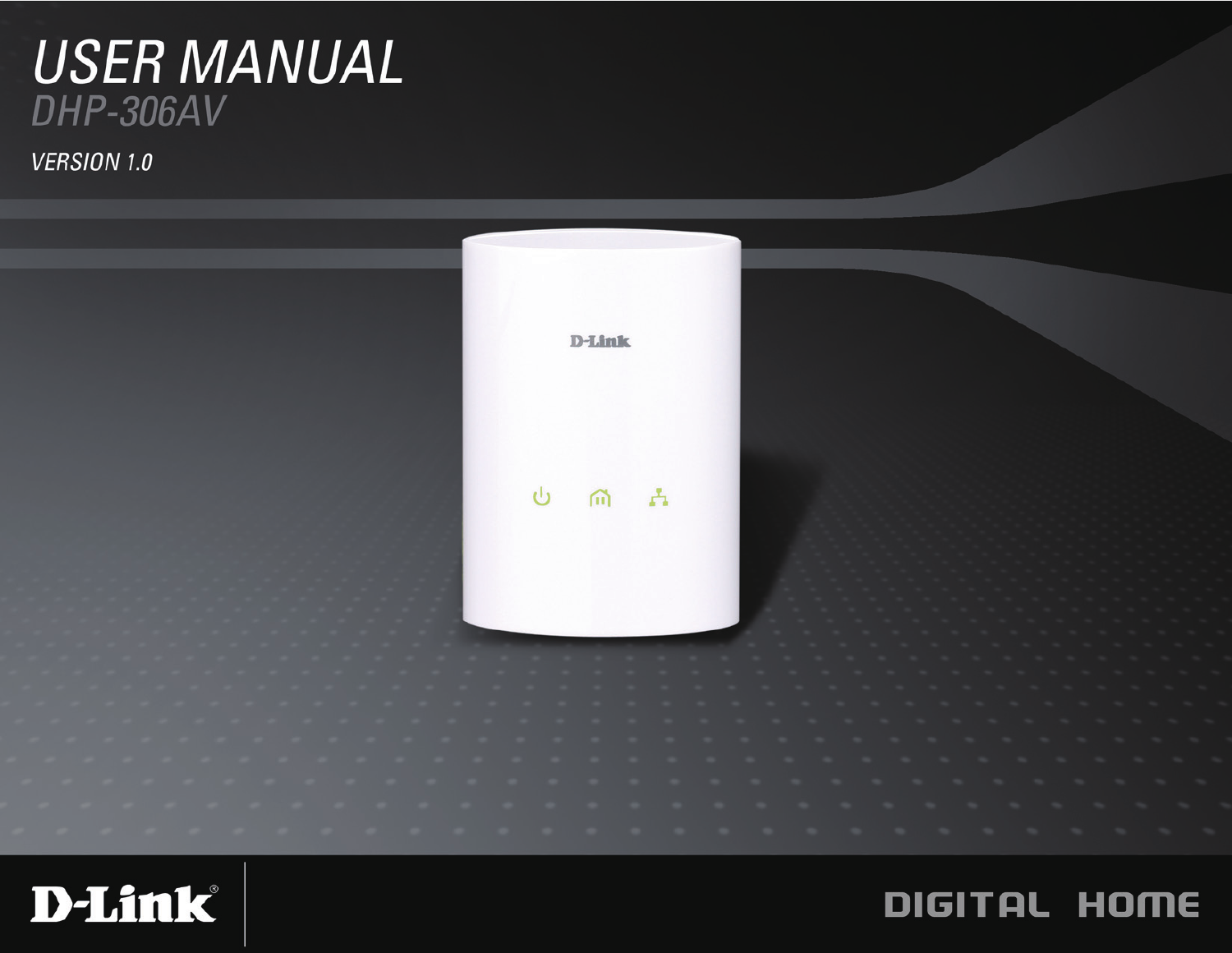# USER MANUAL

## DHP-306AV

VERSION 1.0

D-Link

DIGITAL HOME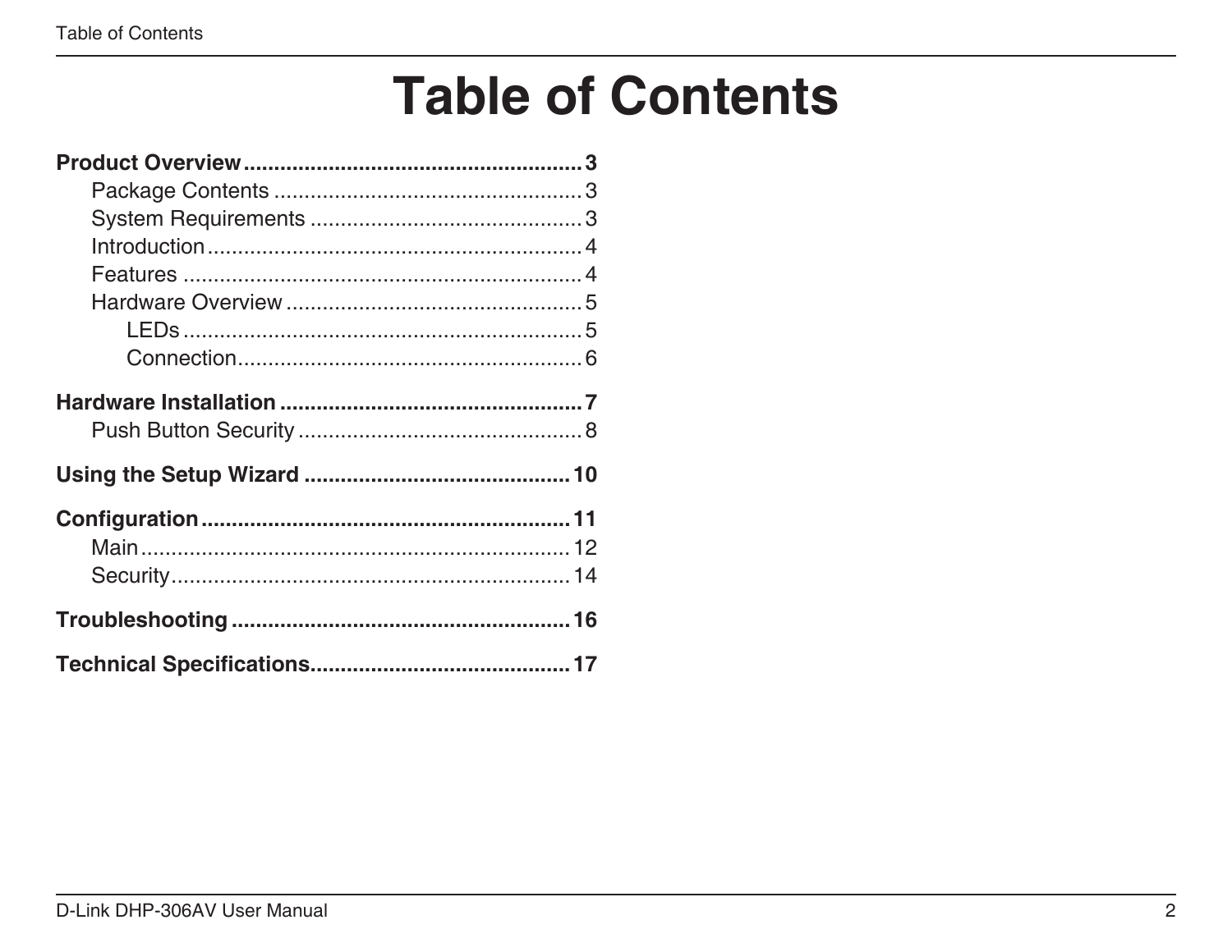# Table of Contents

**Product Overview** ........................................................ 3
- Package Contents .................................................. 3
- System Requirements ............................................ 3
- Introduction ............................................................ 4
- Features .................................................................. 4
- Hardware Overview ................................................ 5
  - LEDs ................................................................. 5
  - Connection ........................................................ 6

**Hardware Installation** .................................................. 7
- Push Button Security ............................................. 8

**Using the Setup Wizard** ............................................ 10

**Configuration** ............................................................ 11
- Main ...................................................................... 12
- Security ................................................................. 14

**Troubleshooting** ........................................................ 16

**Technical Specifications** ........................................... 17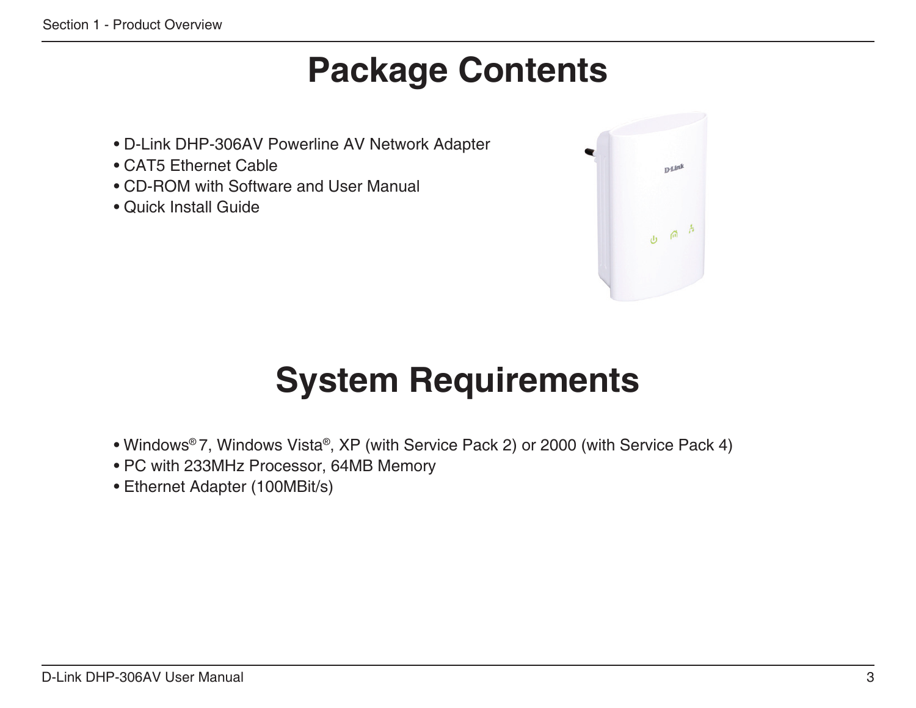# Package Contents

- D-Link DHP-306AV Powerline AV Network Adapter
- CAT5 Ethernet Cable
- CD-ROM with Software and User Manual
- Quick Install Guide

# System Requirements

- Windows® 7, Windows Vista®, XP (with Service Pack 2) or 2000 (with Service Pack 4)
- PC with 233MHz Processor, 64MB Memory
- Ethernet Adapter (100MBit/s)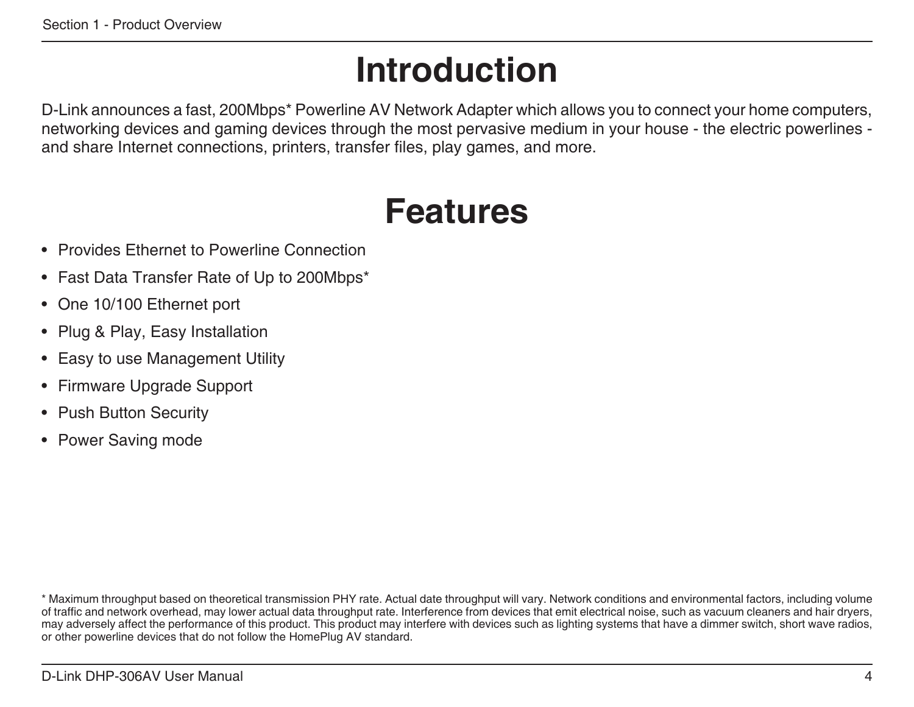# Introduction

D-Link announces a fast, 200Mbps* Powerline AV Network Adapter which allows you to connect your home computers, networking devices and gaming devices through the most pervasive medium in your house - the electric powerlines - and share Internet connections, printers, transfer files, play games, and more.

# Features

- Provides Ethernet to Powerline Connection
- Fast Data Transfer Rate of Up to 200Mbps*
- One 10/100 Ethernet port
- Plug & Play, Easy Installation
- Easy to use Management Utility
- Firmware Upgrade Support
- Push Button Security
- Power Saving mode

* Maximum throughput based on theoretical transmission PHY rate. Actual date throughput will vary. Network conditions and environmental factors, including volume of traffic and network overhead, may lower actual data throughput rate. Interference from devices that emit electrical noise, such as vacuum cleaners and hair dryers, may adversely affect the performance of this product. This product may interfere with devices such as lighting systems that have a dimmer switch, short wave radios, or other powerline devices that do not follow the HomePlug AV standard.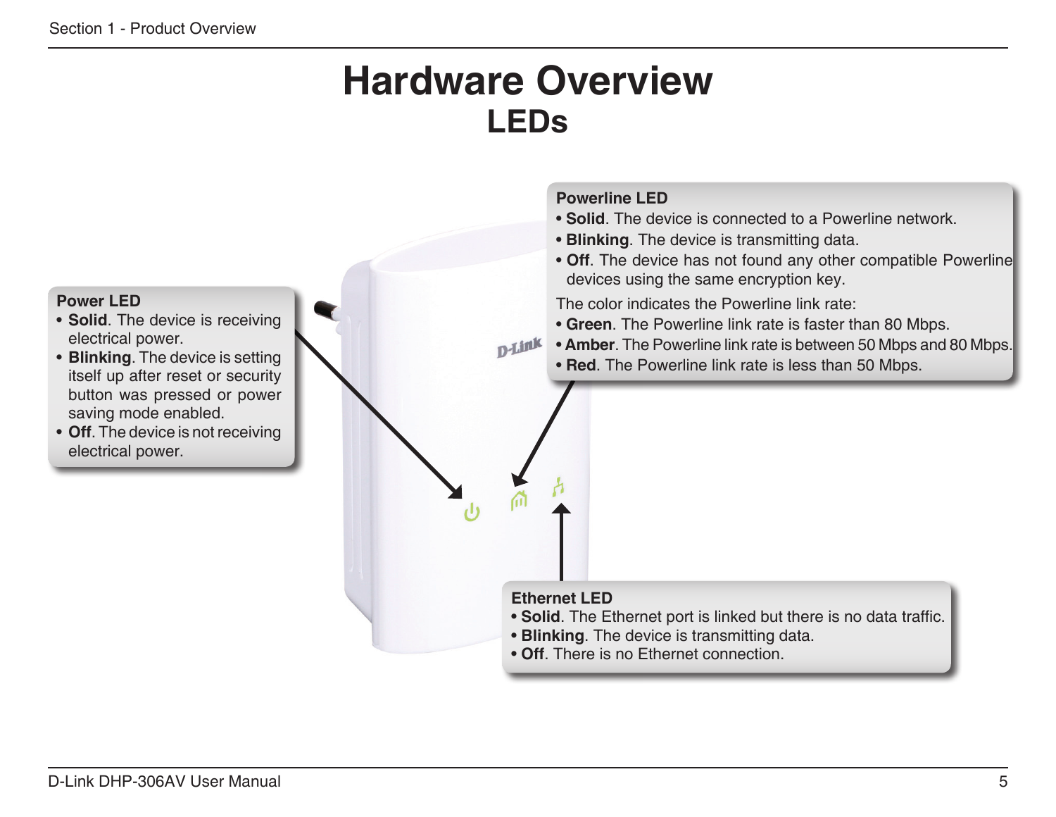# Hardware Overview

## LEDs

**Power LED**

- **Solid**. The device is receiving electrical power.
- **Blinking**. The device is setting itself up after reset or security button was pressed or power saving mode enabled.
- **Off**. The device is not receiving electrical power.

**Powerline LED**

- **Solid**. The device is connected to a Powerline network.
- **Blinking**. The device is transmitting data.
- **Off**. The device has not found any other compatible Powerline devices using the same encryption key.

The color indicates the Powerline link rate:

- **Green**. The Powerline link rate is faster than 80 Mbps.
- **Amber**. The Powerline link rate is between 50 Mbps and 80 Mbps.
- **Red**. The Powerline link rate is less than 50 Mbps.

**Ethernet LED**

- **Solid**. The Ethernet port is linked but there is no data traffic.
- **Blinking**. The device is transmitting data.
- **Off**. There is no Ethernet connection.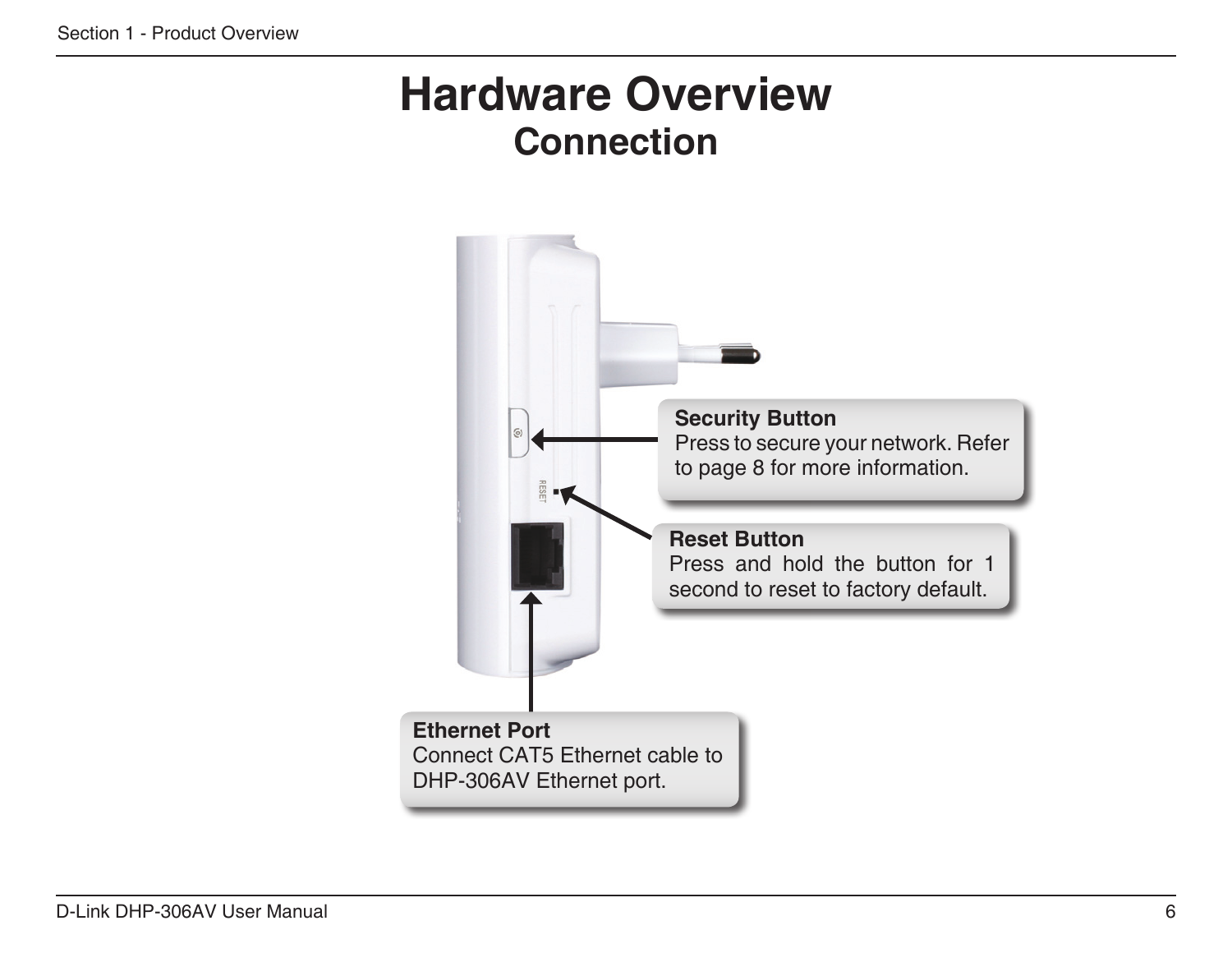# Hardware Overview

## Connection

**Security Button**
Press to secure your network. Refer to page 8 for more information.

**Reset Button**
Press and hold the button for 1 second to reset to factory default.

**Ethernet Port**
Connect CAT5 Ethernet cable to DHP-306AV Ethernet port.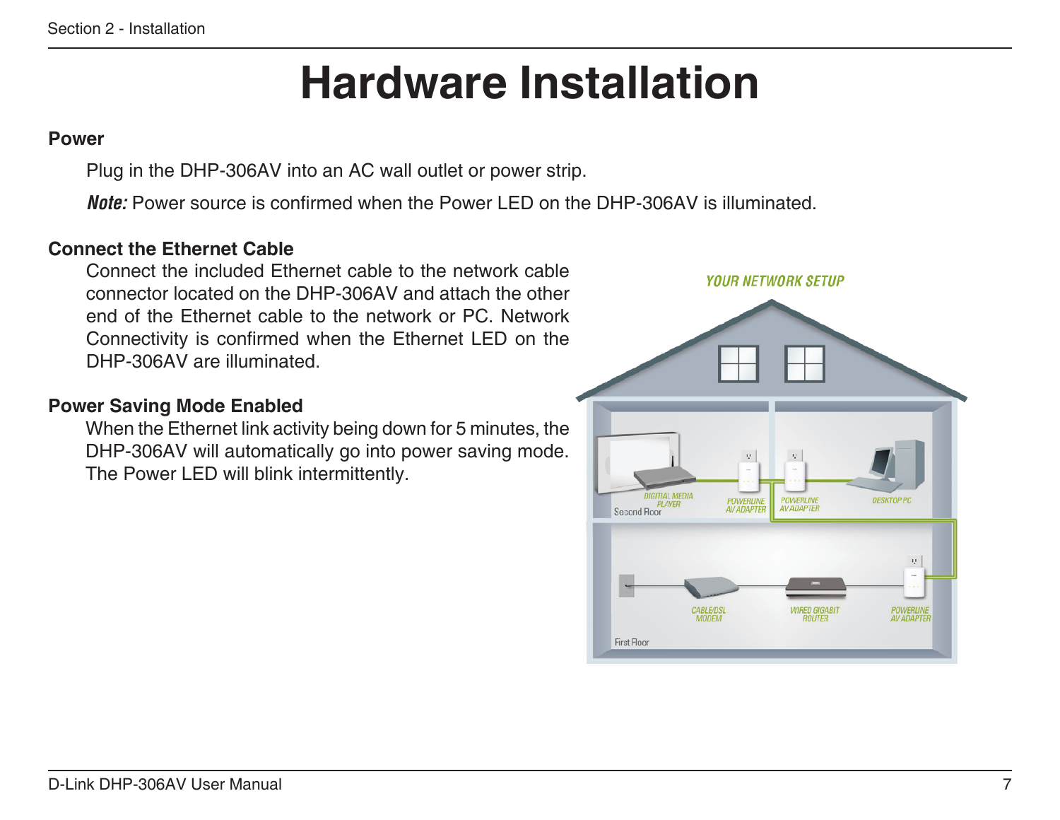# Hardware Installation

## Power

Plug in the DHP-306AV into an AC wall outlet or power strip.

***Note:*** Power source is confirmed when the Power LED on the DHP-306AV is illuminated.

## Connect the Ethernet Cable

Connect the included Ethernet cable to the network cable connector located on the DHP-306AV and attach the other end of the Ethernet cable to the network or PC. Network Connectivity is confirmed when the Ethernet LED on the DHP-306AV are illuminated.

## Power Saving Mode Enabled

When the Ethernet link activity being down for 5 minutes, the DHP-306AV will automatically go into power saving mode. The Power LED will blink intermittently.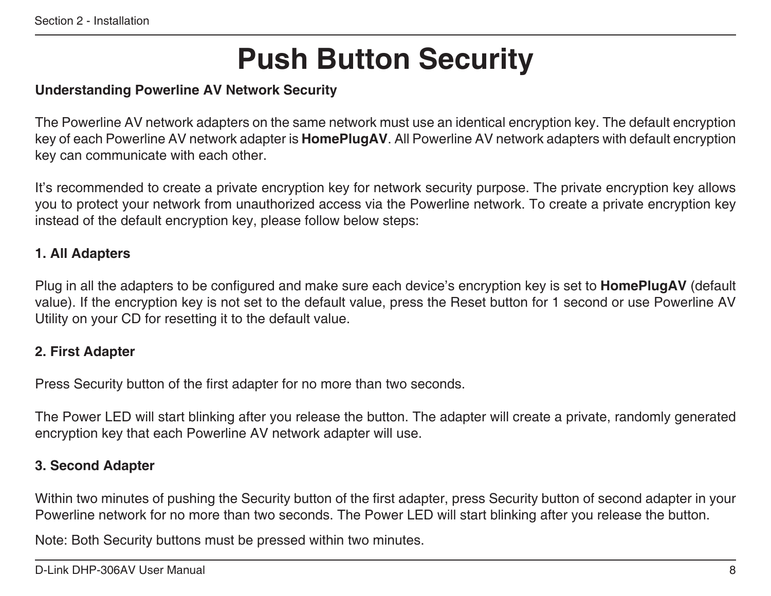# Push Button Security

**Understanding Powerline AV Network Security**

The Powerline AV network adapters on the same network must use an identical encryption key. The default encryption key of each Powerline AV network adapter is **HomePlugAV**. All Powerline AV network adapters with default encryption key can communicate with each other.

It's recommended to create a private encryption key for network security purpose. The private encryption key allows you to protect your network from unauthorized access via the Powerline network. To create a private encryption key instead of the default encryption key, please follow below steps:

**1. All Adapters**

Plug in all the adapters to be configured and make sure each device's encryption key is set to **HomePlugAV** (default value). If the encryption key is not set to the default value, press the Reset button for 1 second or use Powerline AV Utility on your CD for resetting it to the default value.

**2. First Adapter**

Press Security button of the first adapter for no more than two seconds.

The Power LED will start blinking after you release the button. The adapter will create a private, randomly generated encryption key that each Powerline AV network adapter will use.

**3. Second Adapter**

Within two minutes of pushing the Security button of the first adapter, press Security button of second adapter in your Powerline network for no more than two seconds. The Power LED will start blinking after you release the button.

Note: Both Security buttons must be pressed within two minutes.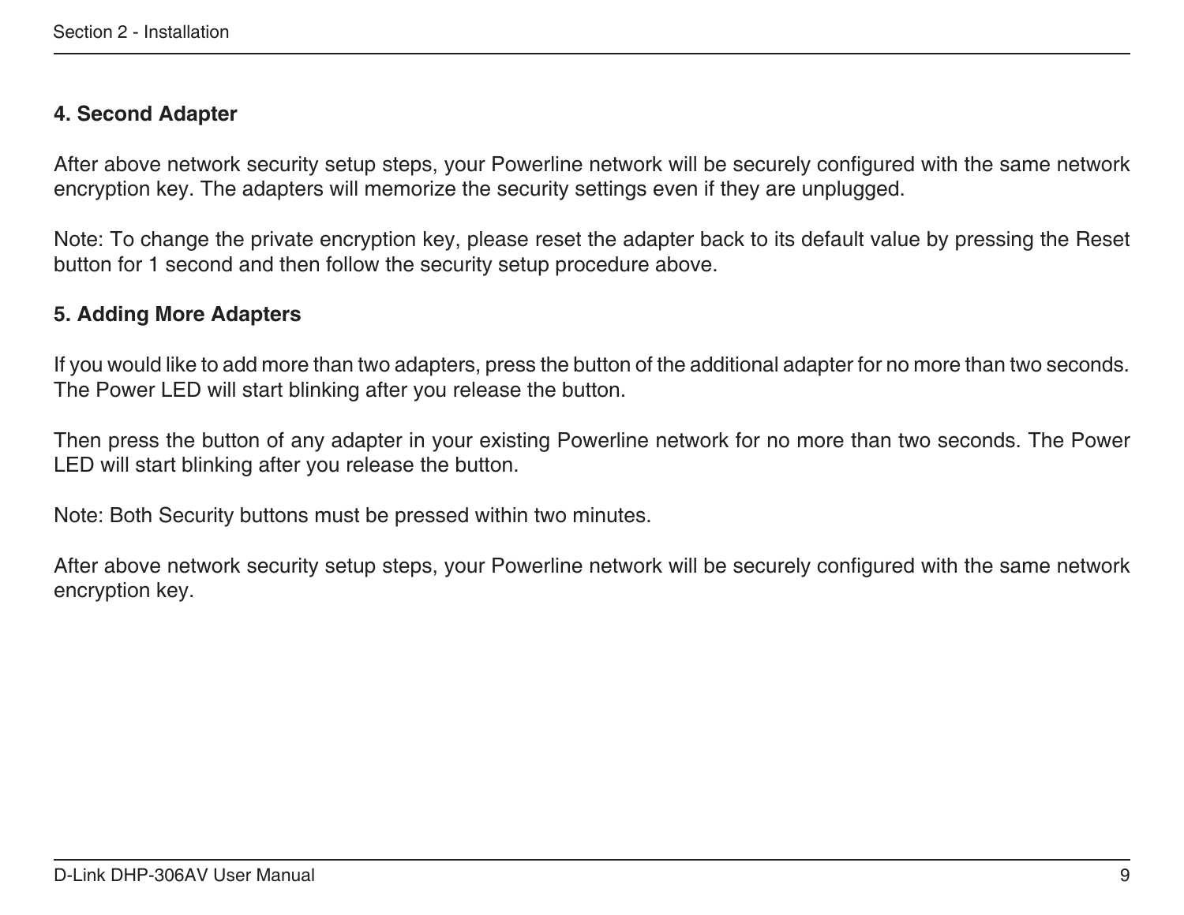### 4. Second Adapter

After above network security setup steps, your Powerline network will be securely configured with the same network encryption key. The adapters will memorize the security settings even if they are unplugged.

Note: To change the private encryption key, please reset the adapter back to its default value by pressing the Reset button for 1 second and then follow the security setup procedure above.

### 5. Adding More Adapters

If you would like to add more than two adapters, press the button of the additional adapter for no more than two seconds. The Power LED will start blinking after you release the button.

Then press the button of any adapter in your existing Powerline network for no more than two seconds. The Power LED will start blinking after you release the button.

Note: Both Security buttons must be pressed within two minutes.

After above network security setup steps, your Powerline network will be securely configured with the same network encryption key.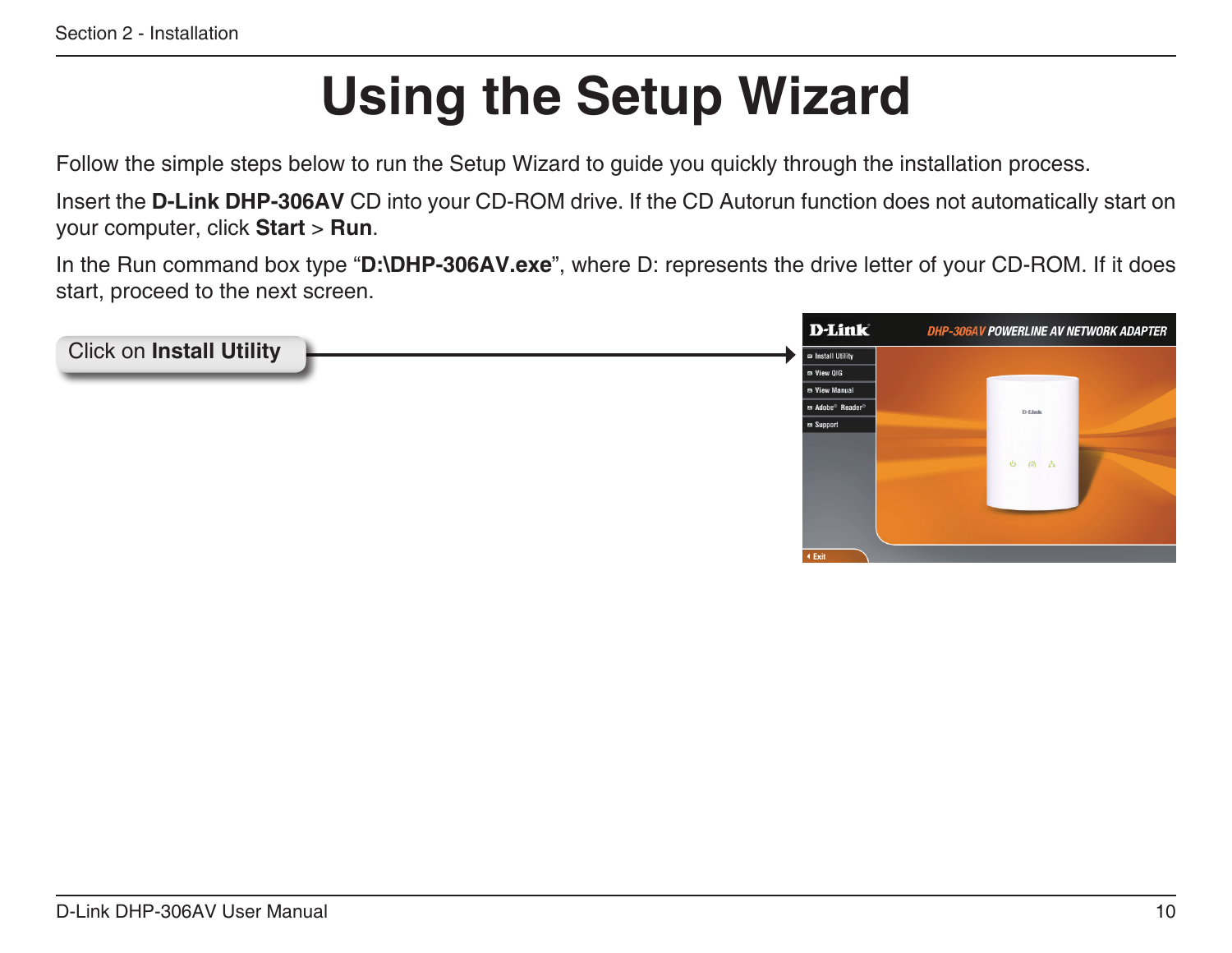# Using the Setup Wizard

Follow the simple steps below to run the Setup Wizard to guide you quickly through the installation process.

Insert the **D-Link DHP-306AV** CD into your CD-ROM drive. If the CD Autorun function does not automatically start on your computer, click **Start** > **Run**.

In the Run command box type "**D:\DHP-306AV.exe**", where D: represents the drive letter of your CD-ROM. If it does start, proceed to the next screen.

Click on **Install Utility**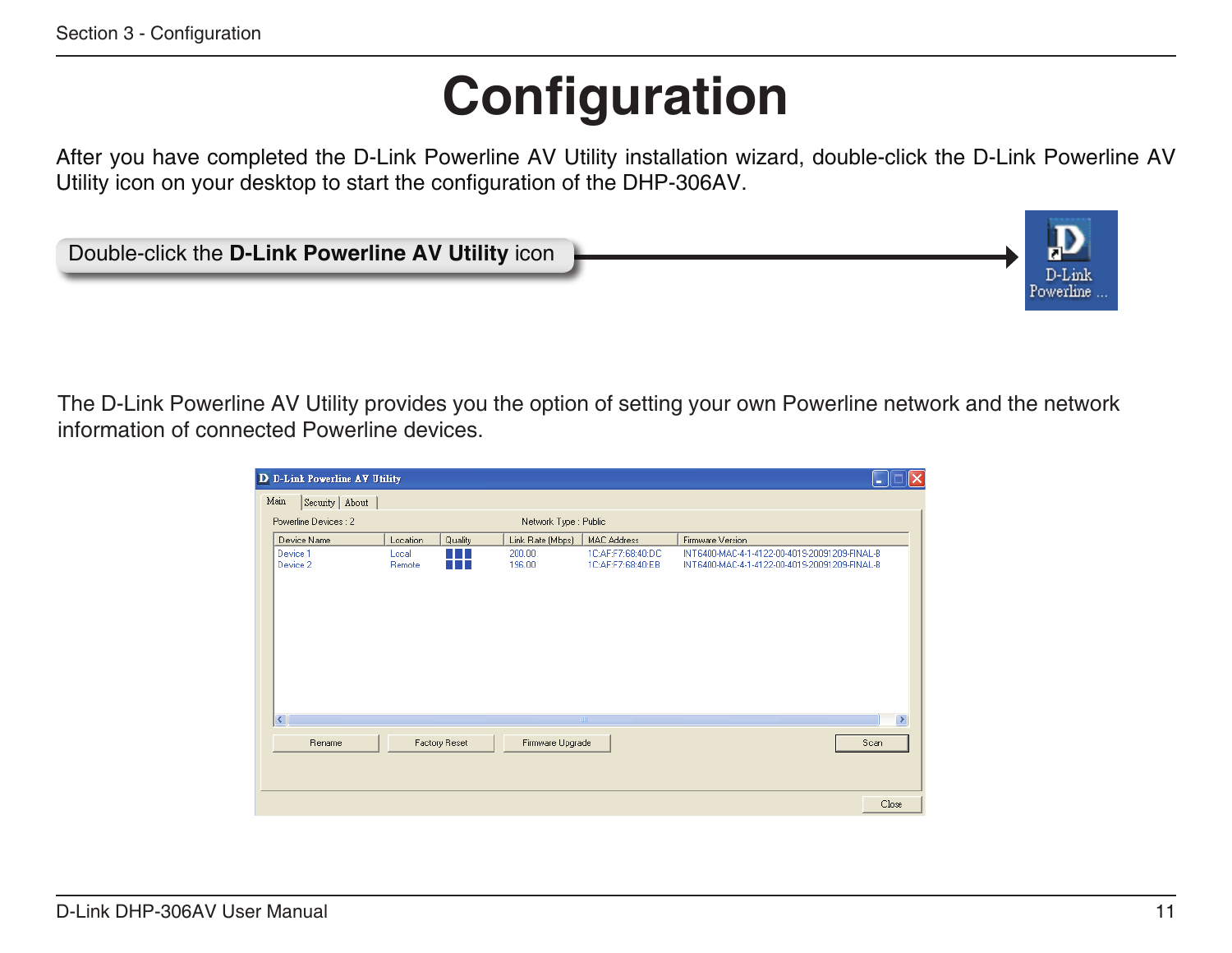# Configuration

After you have completed the D-Link Powerline AV Utility installation wizard, double-click the D-Link Powerline AV Utility icon on your desktop to start the configuration of the DHP-306AV.

Double-click the **D-Link Powerline AV Utility** icon

The D-Link Powerline AV Utility provides you the option of setting your own Powerline network and the network information of connected Powerline devices.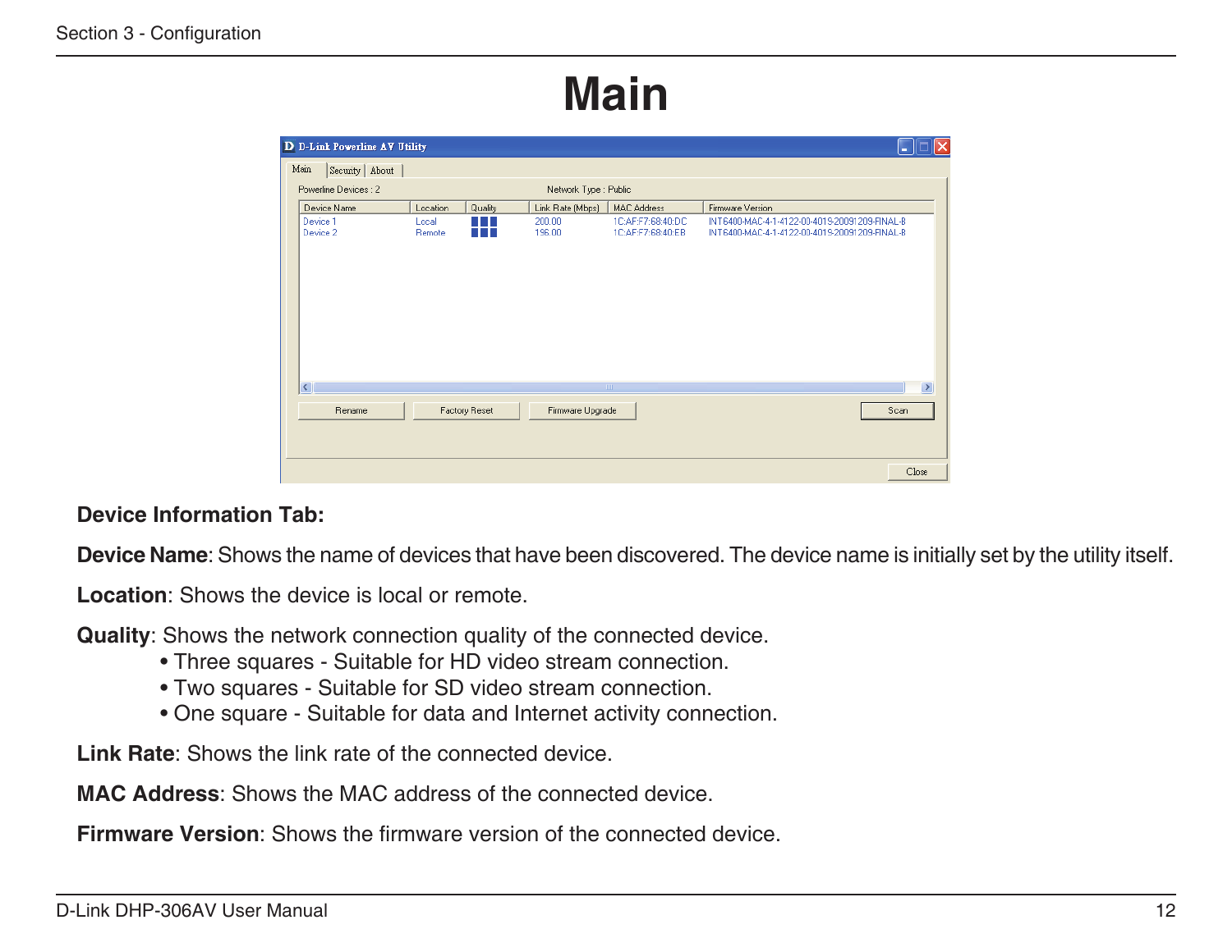# Main

**Device Information Tab:**

**Device Name**: Shows the name of devices that have been discovered. The device name is initially set by the utility itself.

**Location**: Shows the device is local or remote.

**Quality**: Shows the network connection quality of the connected device.

- Three squares - Suitable for HD video stream connection.
- Two squares - Suitable for SD video stream connection.
- One square - Suitable for data and Internet activity connection.

**Link Rate**: Shows the link rate of the connected device.

**MAC Address**: Shows the MAC address of the connected device.

**Firmware Version**: Shows the firmware version of the connected device.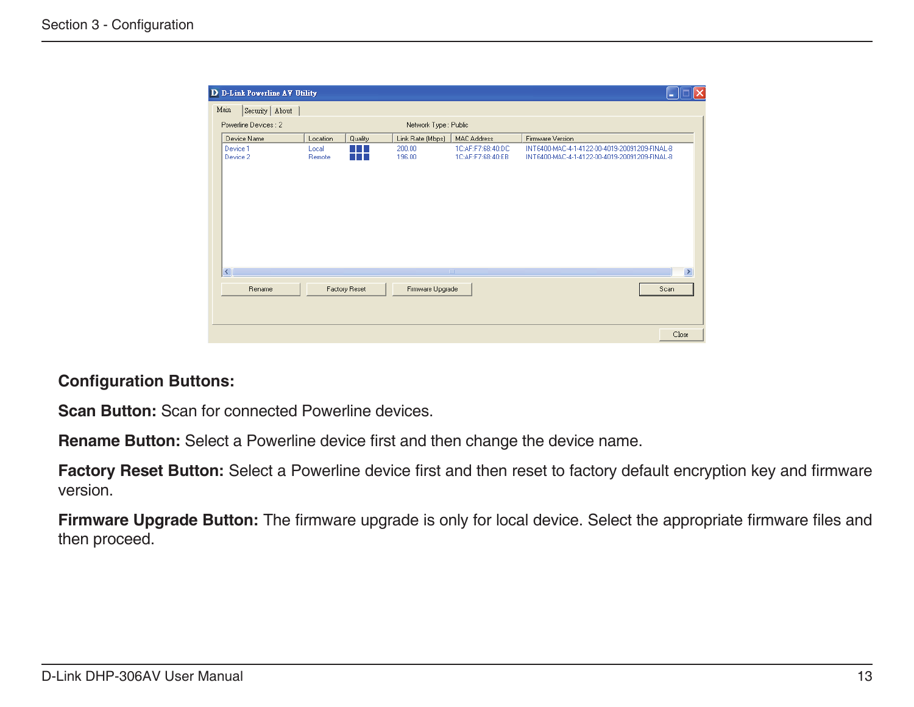**Configuration Buttons:**

**Scan Button:** Scan for connected Powerline devices.

**Rename Button:** Select a Powerline device first and then change the device name.

**Factory Reset Button:** Select a Powerline device first and then reset to factory default encryption key and firmware version.

**Firmware Upgrade Button:** The firmware upgrade is only for local device. Select the appropriate firmware files and then proceed.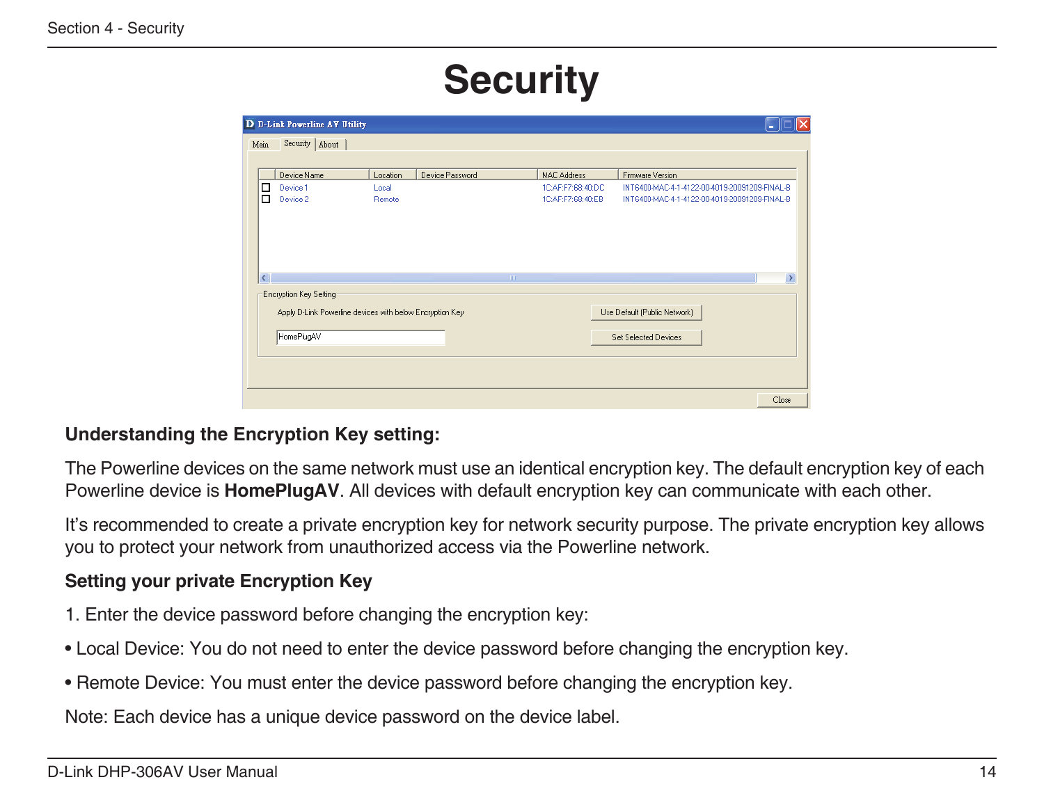# Security

### Understanding the Encryption Key setting:

The Powerline devices on the same network must use an identical encryption key. The default encryption key of each Powerline device is **HomePlugAV**. All devices with default encryption key can communicate with each other.

It's recommended to create a private encryption key for network security purpose. The private encryption key allows you to protect your network from unauthorized access via the Powerline network.

### Setting your private Encryption Key

1. Enter the device password before changing the encryption key:

• Local Device: You do not need to enter the device password before changing the encryption key.

• Remote Device: You must enter the device password before changing the encryption key.

Note: Each device has a unique device password on the device label.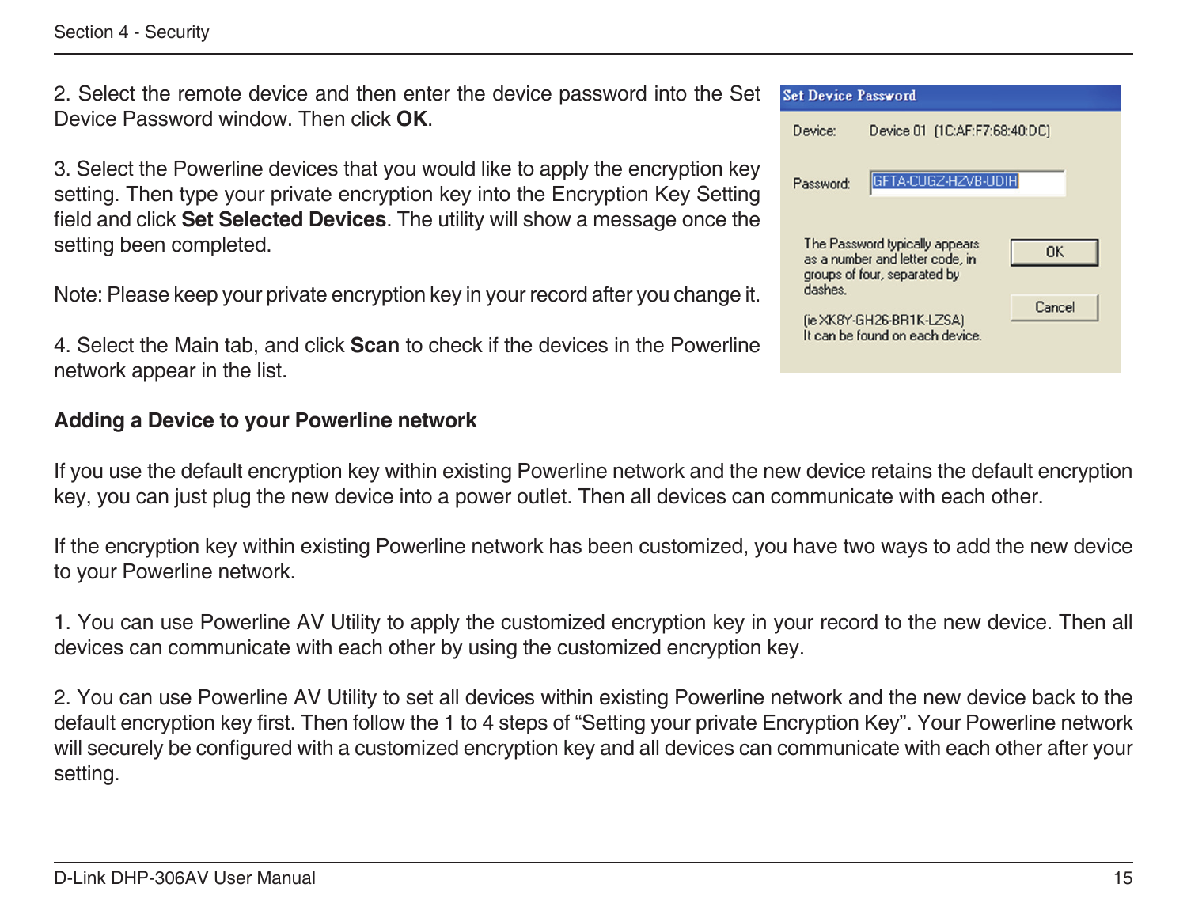2. Select the remote device and then enter the device password into the Set Device Password window. Then click **OK**.

3. Select the Powerline devices that you would like to apply the encryption key setting. Then type your private encryption key into the Encryption Key Setting field and click **Set Selected Devices**. The utility will show a message once the setting been completed.

Note: Please keep your private encryption key in your record after you change it.

4. Select the Main tab, and click **Scan** to check if the devices in the Powerline network appear in the list.

Set Device Password

Device: Device 01 (1C:AF:F7:68:40:DC)

Password: GFTA-CUGZ-HZVB-UDIH

The Password typically appears as a number and letter code, in groups of four, separated by dashes.

(ie XK8Y-GH26-BR1K-LZSA)
It can be found on each device.

OK

Cancel

**Adding a Device to your Powerline network**

If you use the default encryption key within existing Powerline network and the new device retains the default encryption key, you can just plug the new device into a power outlet. Then all devices can communicate with each other.

If the encryption key within existing Powerline network has been customized, you have two ways to add the new device to your Powerline network.

1. You can use Powerline AV Utility to apply the customized encryption key in your record to the new device. Then all devices can communicate with each other by using the customized encryption key.

2. You can use Powerline AV Utility to set all devices within existing Powerline network and the new device back to the default encryption key first. Then follow the 1 to 4 steps of “Setting your private Encryption Key”. Your Powerline network will securely be configured with a customized encryption key and all devices can communicate with each other after your setting.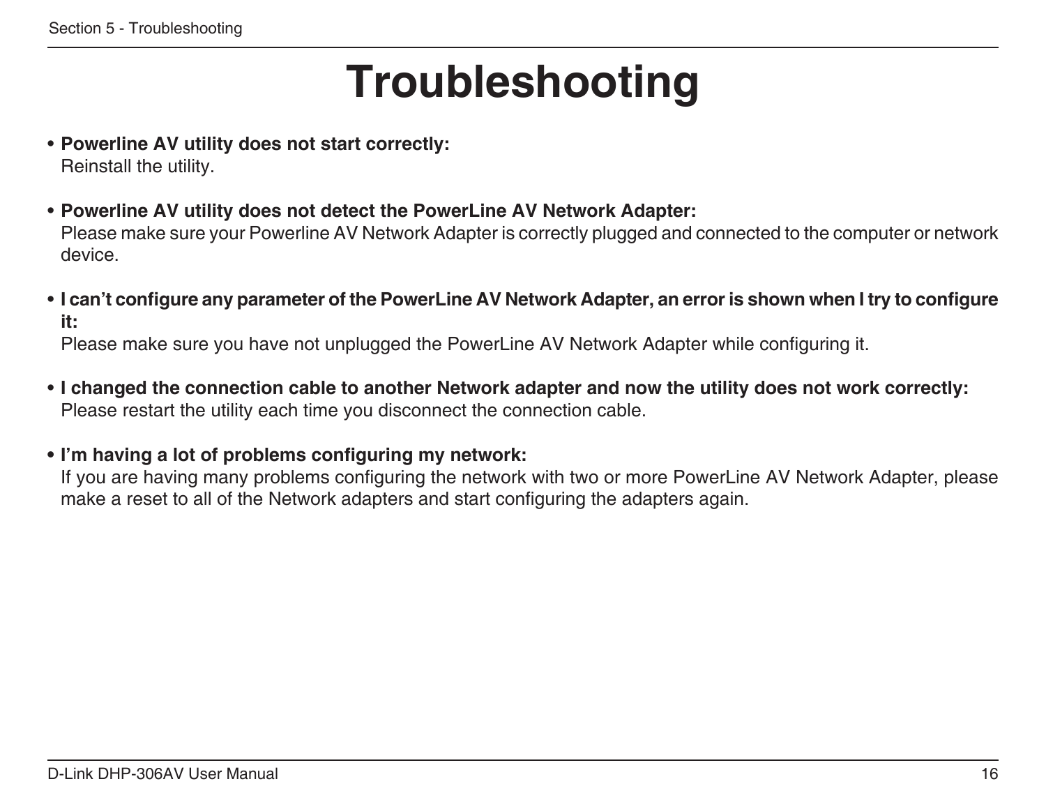# Troubleshooting

- **Powerline AV utility does not start correctly:**
  Reinstall the utility.

- **Powerline AV utility does not detect the PowerLine AV Network Adapter:**
  Please make sure your Powerline AV Network Adapter is correctly plugged and connected to the computer or network device.

- **I can't configure any parameter of the PowerLine AV Network Adapter, an error is shown when I try to configure it:**
  Please make sure you have not unplugged the PowerLine AV Network Adapter while configuring it.

- **I changed the connection cable to another Network adapter and now the utility does not work correctly:**
  Please restart the utility each time you disconnect the connection cable.

- **I'm having a lot of problems configuring my network:**
  If you are having many problems configuring the network with two or more PowerLine AV Network Adapter, please make a reset to all of the Network adapters and start configuring the adapters again.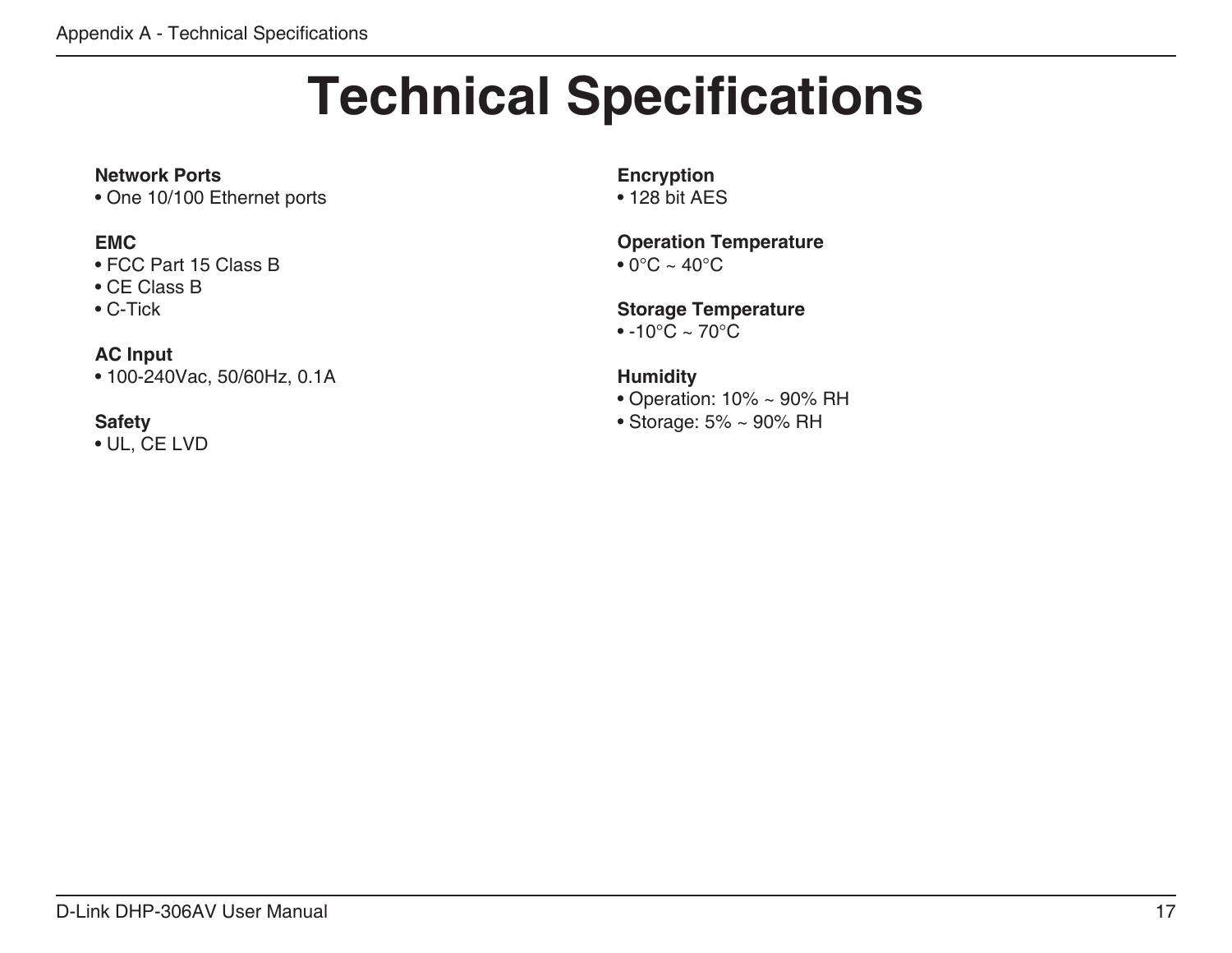# Technical Specifications

**Network Ports**
- One 10/100 Ethernet ports

**EMC**
- FCC Part 15 Class B
- CE Class B
- C-Tick

**AC Input**
- 100-240Vac, 50/60Hz, 0.1A

**Safety**
- UL, CE LVD

**Encryption**
- 128 bit AES

**Operation Temperature**
- 0°C ~ 40°C

**Storage Temperature**
- -10°C ~ 70°C

**Humidity**
- Operation: 10% ~ 90% RH
- Storage: 5% ~ 90% RH